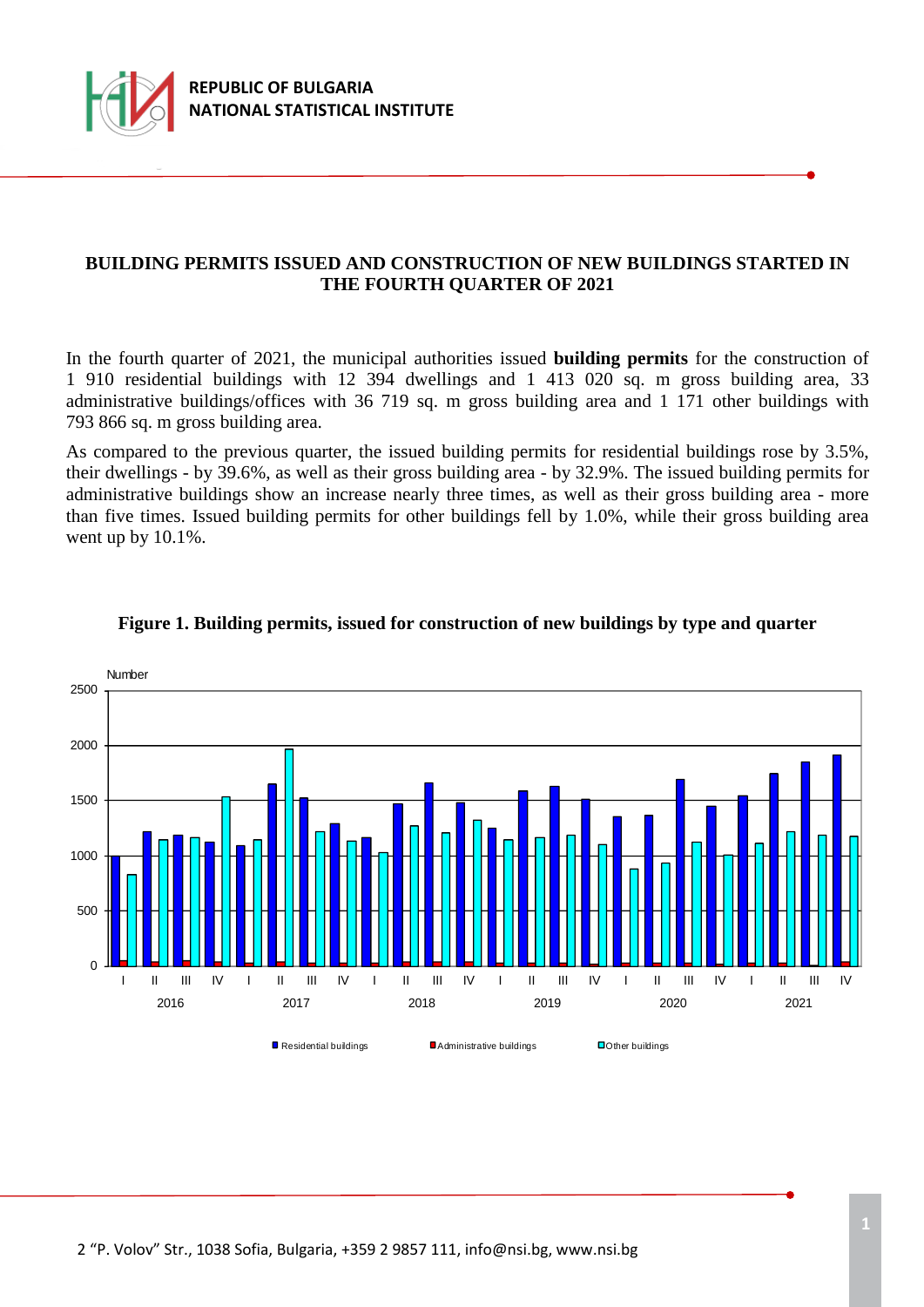REPUBLIC OF BULGARIA
NATIONAL STATISTICAL INSTITUTE

# BUILDING PERMITS ISSUED AND CONSTRUCTION OF NEW BUILDINGS STARTED IN THE FOURTH QUARTER OF 2021

In the fourth quarter of 2021, the municipal authorities issued **building permits** for the construction of 1 910 residential buildings with 12 394 dwellings and 1 413 020 sq. m gross building area, 33 administrative buildings/offices with 36 719 sq. m gross building area and 1 171 other buildings with 793 866 sq. m gross building area.

As compared to the previous quarter, the issued building permits for residential buildings rose by 3.5%, their dwellings - by 39.6%, as well as their gross building area - by 32.9%. The issued building permits for administrative buildings show an increase nearly three times, as well as their gross building area - more than five times. Issued building permits for other buildings fell by 1.0%, while their gross building area went up by 10.1%.

**Figure 1. Building permits, issued for construction of new buildings by type and quarter**

2 "P. Volov" Str., 1038 Sofia, Bulgaria, +359 2 9857 111, info@nsi.bg, www.nsi.bg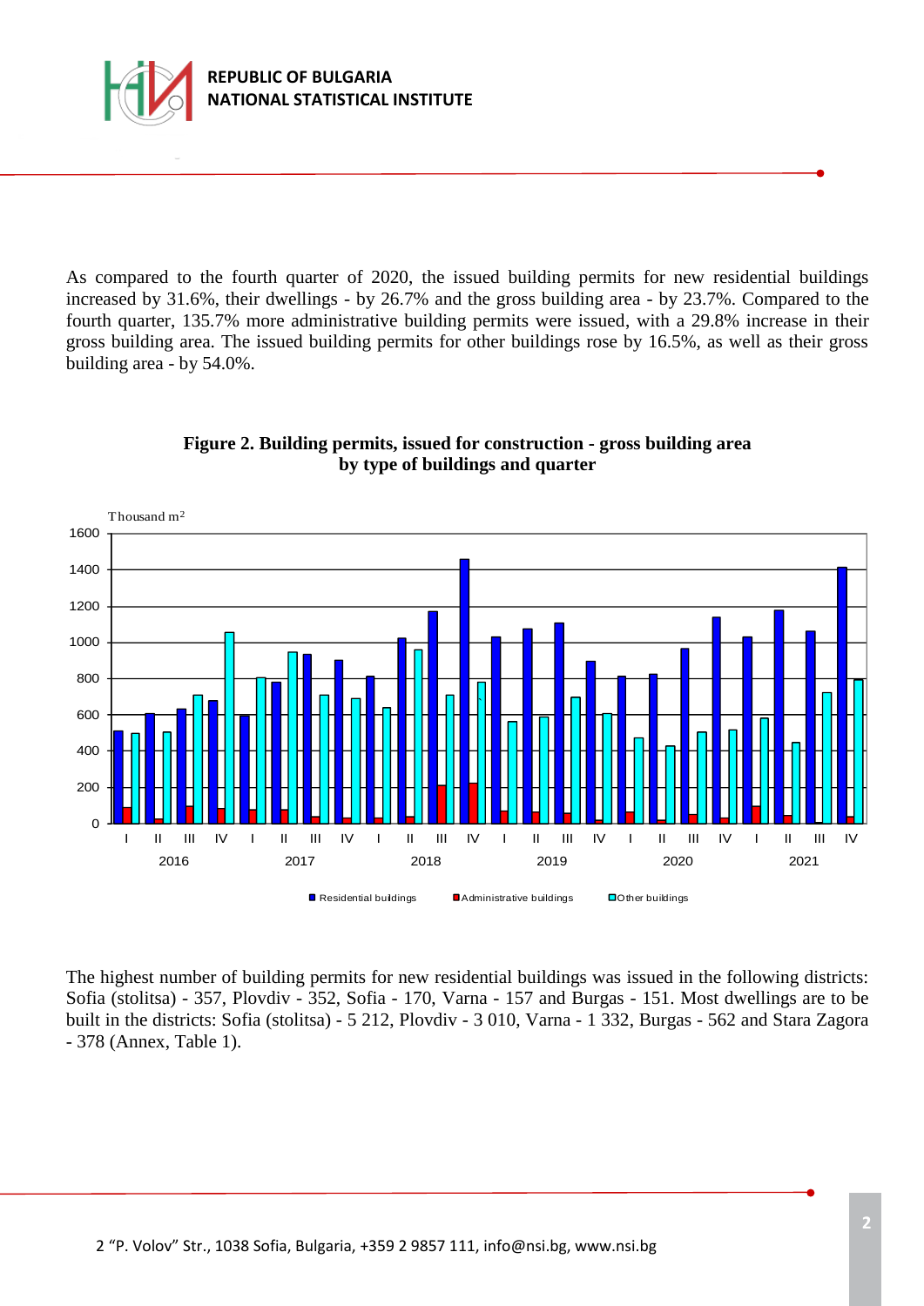As compared to the fourth quarter of 2020, the issued building permits for new residential buildings increased by 31.6%, their dwellings - by 26.7% and the gross building area - by 23.7%. Compared to the fourth quarter, 135.7% more administrative building permits were issued, with a 29.8% increase in their gross building area. The issued building permits for other buildings rose by 16.5%, as well as their gross building area - by 54.0%.

**Figure 2. Building permits, issued for construction - gross building area by type of buildings and quarter**

The highest number of building permits for new residential buildings was issued in the following districts: Sofia (stolitsa) - 357, Plovdiv - 352, Sofia - 170, Varna - 157 and Burgas - 151. Most dwellings are to be built in the districts: Sofia (stolitsa) - 5 212, Plovdiv - 3 010, Varna - 1 332, Burgas - 562 and Stara Zagora - 378 (Annex, Table 1).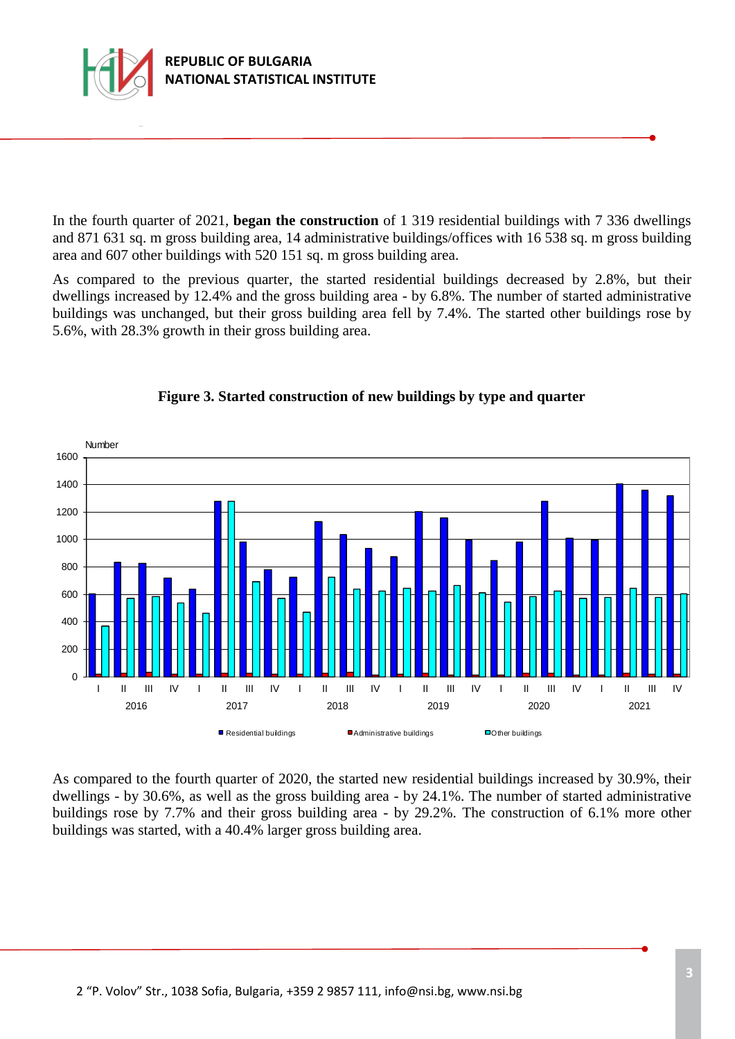In the fourth quarter of 2021, **began the construction** of 1 319 residential buildings with 7 336 dwellings and 871 631 sq. m gross building area, 14 administrative buildings/offices with 16 538 sq. m gross building area and 607 other buildings with 520 151 sq. m gross building area.

As compared to the previous quarter, the started residential buildings decreased by 2.8%, but their dwellings increased by 12.4% and the gross building area - by 6.8%. The number of started administrative buildings was unchanged, but their gross building area fell by 7.4%. The started other buildings rose by 5.6%, with 28.3% growth in their gross building area.

**Figure 3. Started construction of new buildings by type and quarter**

As compared to the fourth quarter of 2020, the started new residential buildings increased by 30.9%, their dwellings - by 30.6%, as well as the gross building area - by 24.1%. The number of started administrative buildings rose by 7.7% and their gross building area - by 29.2%. The construction of 6.1% more other buildings was started, with a 40.4% larger gross building area.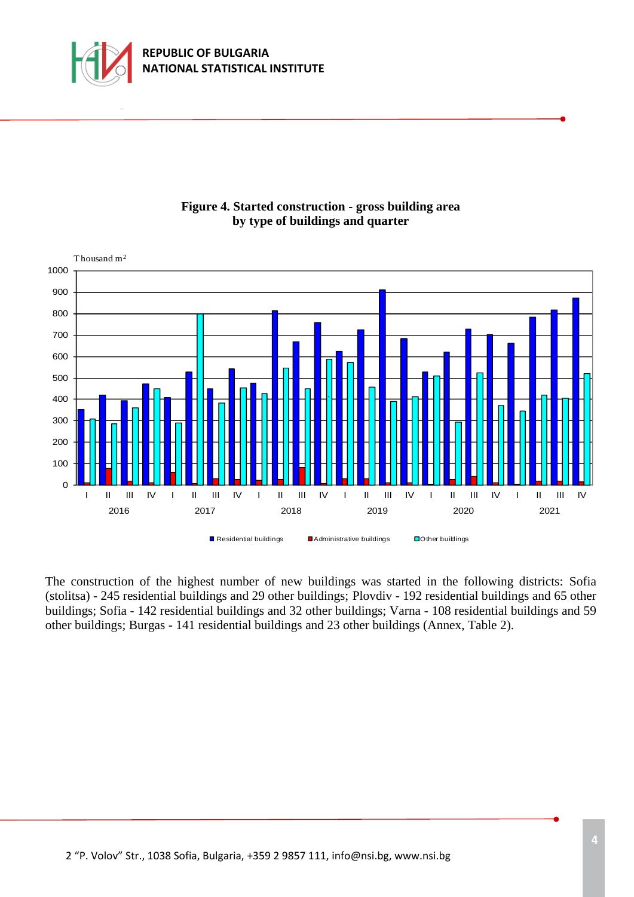**Figure 4. Started construction - gross building area by type of buildings and quarter**

The construction of the highest number of new buildings was started in the following districts: Sofia (stolitsa) - 245 residential buildings and 29 other buildings; Plovdiv - 192 residential buildings and 65 other buildings; Sofia - 142 residential buildings and 32 other buildings; Varna - 108 residential buildings and 59 other buildings; Burgas - 141 residential buildings and 23 other buildings (Annex, Table 2).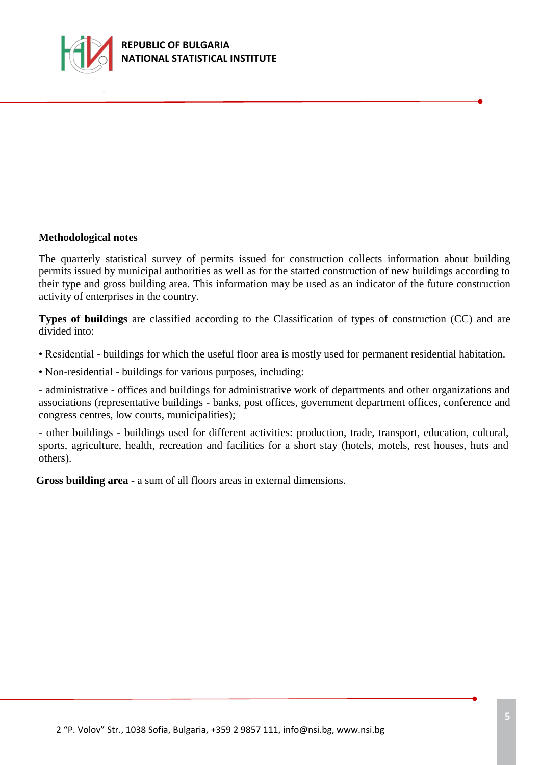## Methodological notes

The quarterly statistical survey of permits issued for construction collects information about building permits issued by municipal authorities as well as for the started construction of new buildings according to their type and gross building area. This information may be used as an indicator of the future construction activity of enterprises in the country.

**Types of buildings** are classified according to the Classification of types of construction (CC) and are divided into:

• Residential - buildings for which the useful floor area is mostly used for permanent residential habitation.

• Non-residential - buildings for various purposes, including:

- administrative - offices and buildings for administrative work of departments and other organizations and associations (representative buildings - banks, post offices, government department offices, conference and congress centres, low courts, municipalities);

- other buildings - buildings used for different activities: production, trade, transport, education, cultural, sports, agriculture, health, recreation and facilities for a short stay (hotels, motels, rest houses, huts and others).

**Gross building area -** a sum of all floors areas in external dimensions.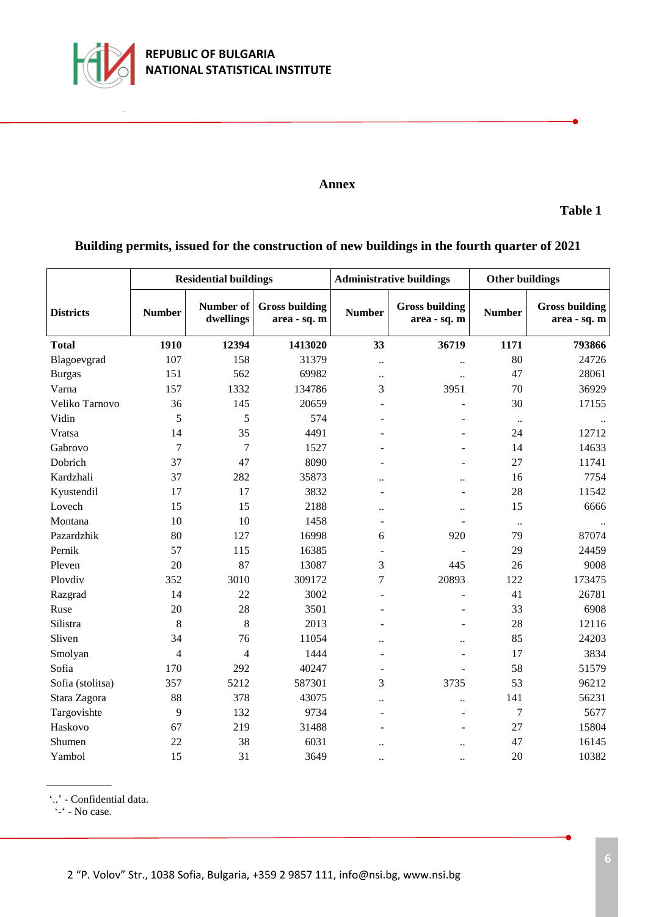Annex

**Table 1**

**Building permits, issued for the construction of new buildings in the fourth quarter of 2021**

| Districts | Residential buildings | | | Administrative buildings | | Other buildings | |
|---|---|---|---|---|---|---|---|
| | Number | Number of dwellings | Gross building area - sq. m | Number | Gross building area - sq. m | Number | Gross building area - sq. m |
| **Total** | **1910** | **12394** | **1413020** | **33** | **36719** | **1171** | **793866** |
| Blagoevgrad | 107 | 158 | 31379 | .. | .. | 80 | 24726 |
| Burgas | 151 | 562 | 69982 | .. | .. | 47 | 28061 |
| Varna | 157 | 1332 | 134786 | 3 | 3951 | 70 | 36929 |
| Veliko Tarnovo | 36 | 145 | 20659 | - | - | 30 | 17155 |
| Vidin | 5 | 5 | 574 | - | - | .. | .. |
| Vratsa | 14 | 35 | 4491 | - | - | 24 | 12712 |
| Gabrovo | 7 | 7 | 1527 | - | - | 14 | 14633 |
| Dobrich | 37 | 47 | 8090 | - | - | 27 | 11741 |
| Kardzhali | 37 | 282 | 35873 | .. | .. | 16 | 7754 |
| Kyustendil | 17 | 17 | 3832 | - | - | 28 | 11542 |
| Lovech | 15 | 15 | 2188 | .. | .. | 15 | 6666 |
| Montana | 10 | 10 | 1458 | - | - | .. | .. |
| Pazardzhik | 80 | 127 | 16998 | 6 | 920 | 79 | 87074 |
| Pernik | 57 | 115 | 16385 | - | - | 29 | 24459 |
| Pleven | 20 | 87 | 13087 | 3 | 445 | 26 | 9008 |
| Plovdiv | 352 | 3010 | 309172 | 7 | 20893 | 122 | 173475 |
| Razgrad | 14 | 22 | 3002 | - | - | 41 | 26781 |
| Ruse | 20 | 28 | 3501 | - | - | 33 | 6908 |
| Silistra | 8 | 8 | 2013 | - | - | 28 | 12116 |
| Sliven | 34 | 76 | 11054 | .. | .. | 85 | 24203 |
| Smolyan | 4 | 4 | 1444 | - | - | 17 | 3834 |
| Sofia | 170 | 292 | 40247 | - | - | 58 | 51579 |
| Sofia (stolitsa) | 357 | 5212 | 587301 | 3 | 3735 | 53 | 96212 |
| Stara Zagora | 88 | 378 | 43075 | .. | .. | 141 | 56231 |
| Targovishte | 9 | 132 | 9734 | - | - | 7 | 5677 |
| Haskovo | 67 | 219 | 31488 | - | - | 27 | 15804 |
| Shumen | 22 | 38 | 6031 | .. | .. | 47 | 16145 |
| Yambol | 15 | 31 | 3649 | .. | .. | 20 | 10382 |

‘..’ - Confidential data.
‘-‘ - No case.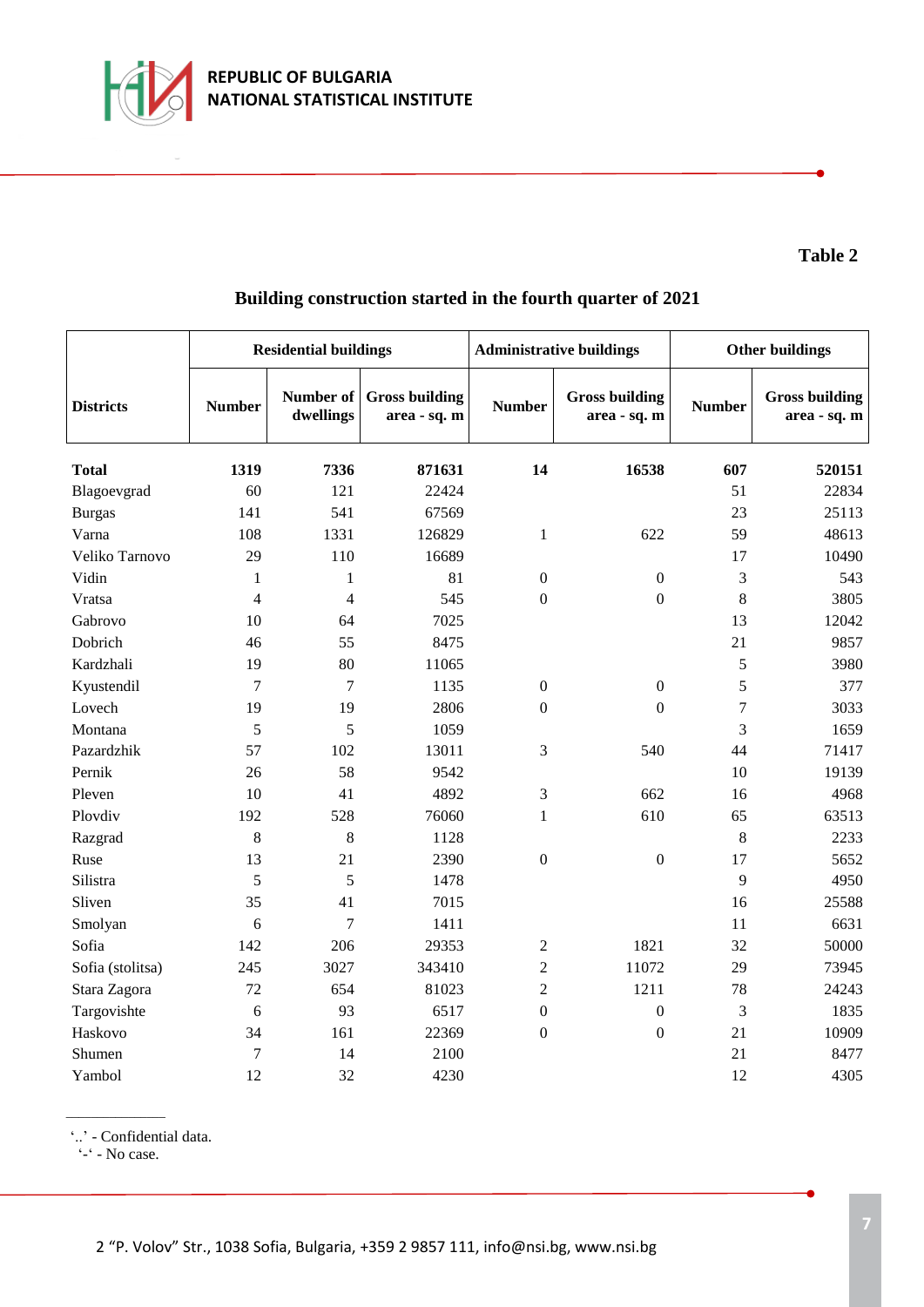Table 2

## Building construction started in the fourth quarter of 2021

| Districts | Residential buildings | | | Administrative buildings | | Other buildings | |
|---|---|---|---|---|---|---|---|
| | Number | Number of dwellings | Gross building area - sq. m | Number | Gross building area - sq. m | Number | Gross building area - sq. m |
| **Total** | **1319** | **7336** | **871631** | **14** | **16538** | **607** | **520151** |
| Blagoevgrad | 60 | 121 | 22424 | | | 51 | 22834 |
| Burgas | 141 | 541 | 67569 | | | 23 | 25113 |
| Varna | 108 | 1331 | 126829 | 1 | 622 | 59 | 48613 |
| Veliko Tarnovo | 29 | 110 | 16689 | | | 17 | 10490 |
| Vidin | 1 | 1 | 81 | 0 | 0 | 3 | 543 |
| Vratsa | 4 | 4 | 545 | 0 | 0 | 8 | 3805 |
| Gabrovo | 10 | 64 | 7025 | | | 13 | 12042 |
| Dobrich | 46 | 55 | 8475 | | | 21 | 9857 |
| Kardzhali | 19 | 80 | 11065 | | | 5 | 3980 |
| Kyustendil | 7 | 7 | 1135 | 0 | 0 | 5 | 377 |
| Lovech | 19 | 19 | 2806 | 0 | 0 | 7 | 3033 |
| Montana | 5 | 5 | 1059 | | | 3 | 1659 |
| Pazardzhik | 57 | 102 | 13011 | 3 | 540 | 44 | 71417 |
| Pernik | 26 | 58 | 9542 | | | 10 | 19139 |
| Pleven | 10 | 41 | 4892 | 3 | 662 | 16 | 4968 |
| Plovdiv | 192 | 528 | 76060 | 1 | 610 | 65 | 63513 |
| Razgrad | 8 | 8 | 1128 | | | 8 | 2233 |
| Ruse | 13 | 21 | 2390 | 0 | 0 | 17 | 5652 |
| Silistra | 5 | 5 | 1478 | | | 9 | 4950 |
| Sliven | 35 | 41 | 7015 | | | 16 | 25588 |
| Smolyan | 6 | 7 | 1411 | | | 11 | 6631 |
| Sofia | 142 | 206 | 29353 | 2 | 1821 | 32 | 50000 |
| Sofia (stolitsa) | 245 | 3027 | 343410 | 2 | 11072 | 29 | 73945 |
| Stara Zagora | 72 | 654 | 81023 | 2 | 1211 | 78 | 24243 |
| Targovishte | 6 | 93 | 6517 | 0 | 0 | 3 | 1835 |
| Haskovo | 34 | 161 | 22369 | 0 | 0 | 21 | 10909 |
| Shumen | 7 | 14 | 2100 | | | 21 | 8477 |
| Yambol | 12 | 32 | 4230 | | | 12 | 4305 |

'..' - Confidential data.
'-' - No case.